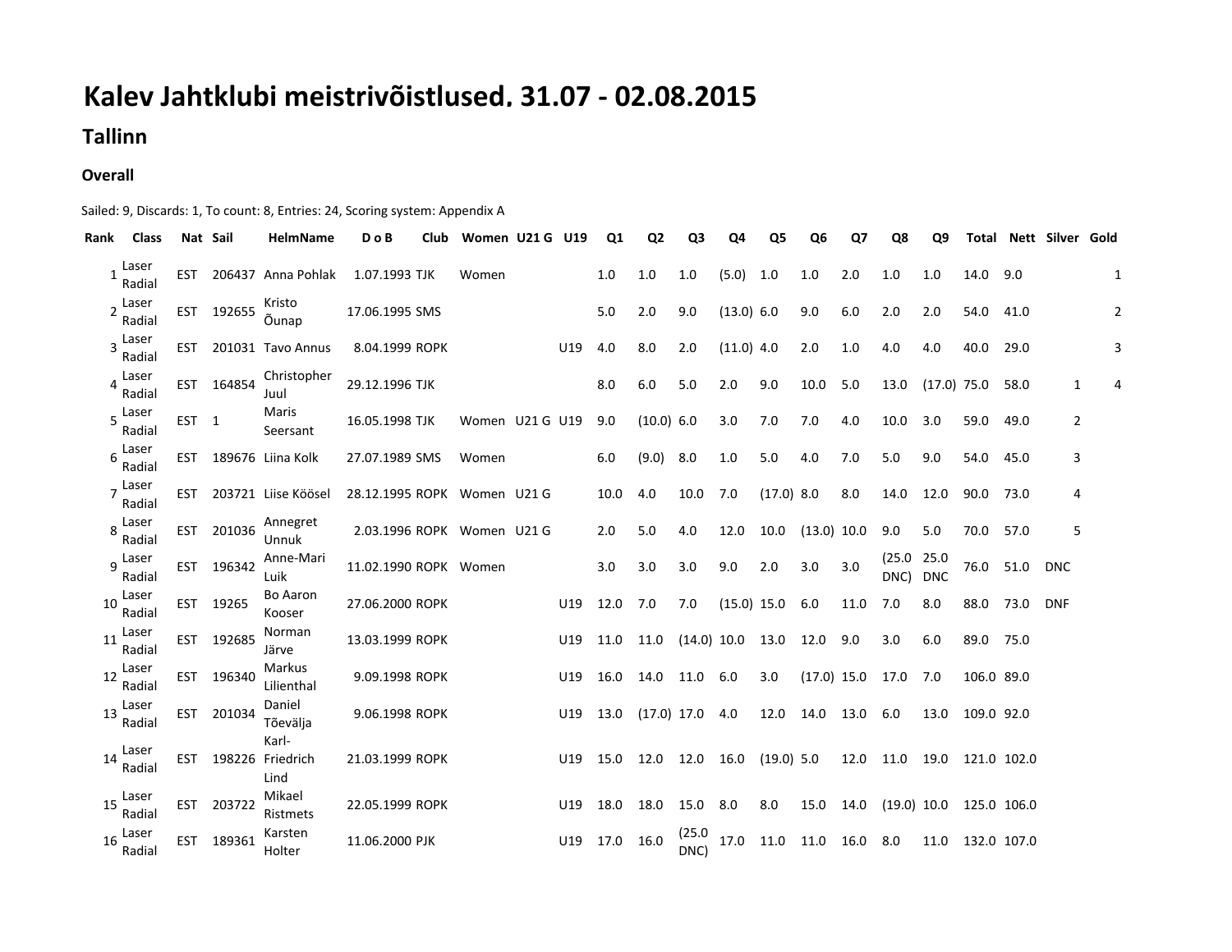# Kalev Jahtklubi meistrivõistlused, 31.07 - 02.08.2015

## Tallinn

### Overall

Sailed: 9, Discards: 1, To count: 8, Entries: 24, Scoring system: Appendix A

| Rank | Class | Nat | Sail | HelmName | D o B | Club | Women | U21 G | U19 | Q1 | Q2 | Q3 | Q4 | Q5 | Q6 | Q7 | Q8 | Q9 | Total | Nett | Silver | Gold |
|---|---|---|---|---|---|---|---|---|---|---|---|---|---|---|---|---|---|---|---|---|---|---|
| 1 | Laser Radial | EST | 206437 | Anna Pohlak | 1.07.1993 | TJK | Women | | | 1.0 | 1.0 | 1.0 | (5.0) | 1.0 | 1.0 | 2.0 | 1.0 | 1.0 | 14.0 | 9.0 | | 1 |
| 2 | Laser Radial | EST | 192655 | Kristo Õunap | 17.06.1995 | SMS | | | | 5.0 | 2.0 | 9.0 | (13.0) | 6.0 | 9.0 | 6.0 | 2.0 | 2.0 | 54.0 | 41.0 | | 2 |
| 3 | Laser Radial | EST | 201031 | Tavo Annus | 8.04.1999 | ROPK | | | U19 | 4.0 | 8.0 | 2.0 | (11.0) | 4.0 | 2.0 | 1.0 | 4.0 | 4.0 | 40.0 | 29.0 | | 3 |
| 4 | Laser Radial | EST | 164854 | Christopher Juul | 29.12.1996 | TJK | | | | 8.0 | 6.0 | 5.0 | 2.0 | 9.0 | 10.0 | 5.0 | 13.0 | (17.0) | 75.0 | 58.0 | 1 | 4 |
| 5 | Laser Radial | EST | 1 | Maris Seersant | 16.05.1998 | TJK | Women | U21 G | U19 | 9.0 | (10.0) | 6.0 | 3.0 | 7.0 | 7.0 | 4.0 | 10.0 | 3.0 | 59.0 | 49.0 | 2 | |
| 6 | Laser Radial | EST | 189676 | Liina Kolk | 27.07.1989 | SMS | Women | | | 6.0 | (9.0) | 8.0 | 1.0 | 5.0 | 4.0 | 7.0 | 5.0 | 9.0 | 54.0 | 45.0 | 3 | |
| 7 | Laser Radial | EST | 203721 | Liise Köösel | 28.12.1995 | ROPK | Women | U21 G | | 10.0 | 4.0 | 10.0 | 7.0 | (17.0) | 8.0 | 8.0 | 14.0 | 12.0 | 90.0 | 73.0 | 4 | |
| 8 | Laser Radial | EST | 201036 | Annegret Unnuk | 2.03.1996 | ROPK | Women | U21 G | | 2.0 | 5.0 | 4.0 | 12.0 | 10.0 | (13.0) | 10.0 | 9.0 | 5.0 | 70.0 | 57.0 | 5 | |
| 9 | Laser Radial | EST | 196342 | Anne-Mari Luik | 11.02.1990 | ROPK | Women | | | 3.0 | 3.0 | 3.0 | 9.0 | 2.0 | 3.0 | 3.0 | (25.0 DNC) | 25.0 DNC | 76.0 | 51.0 | DNC | |
| 10 | Laser Radial | EST | 19265 | Bo Aaron Kooser | 27.06.2000 | ROPK | | | U19 | 12.0 | 7.0 | 7.0 | (15.0) | 15.0 | 6.0 | 11.0 | 7.0 | 8.0 | 88.0 | 73.0 | DNF | |
| 11 | Laser Radial | EST | 192685 | Norman Järve | 13.03.1999 | ROPK | | | U19 | 11.0 | 11.0 | (14.0) | 10.0 | 13.0 | 12.0 | 9.0 | 3.0 | 6.0 | 89.0 | 75.0 | | |
| 12 | Laser Radial | EST | 196340 | Markus Lilienthal | 9.09.1998 | ROPK | | | U19 | 16.0 | 14.0 | 11.0 | 6.0 | 3.0 | (17.0) | 15.0 | 17.0 | 7.0 | 106.0 | 89.0 | | |
| 13 | Laser Radial | EST | 201034 | Daniel Tõevälja | 9.06.1998 | ROPK | | | U19 | 13.0 | (17.0) | 17.0 | 4.0 | 12.0 | 14.0 | 13.0 | 6.0 | 13.0 | 109.0 | 92.0 | | |
| 14 | Laser Radial | EST | 198226 | Karl-Friedrich Lind | 21.03.1999 | ROPK | | | U19 | 15.0 | 12.0 | 12.0 | 16.0 | (19.0) | 5.0 | 12.0 | 11.0 | 19.0 | 121.0 | 102.0 | | |
| 15 | Laser Radial | EST | 203722 | Mikael Ristmets | 22.05.1999 | ROPK | | | U19 | 18.0 | 18.0 | 15.0 | 8.0 | 8.0 | 15.0 | 14.0 | (19.0) | 10.0 | 125.0 | 106.0 | | |
| 16 | Laser Radial | EST | 189361 | Karsten Holter | 11.06.2000 | PJK | | | U19 | 17.0 | 16.0 | (25.0 DNC) | 17.0 | 11.0 | 11.0 | 16.0 | 8.0 | 11.0 | 132.0 | 107.0 | | |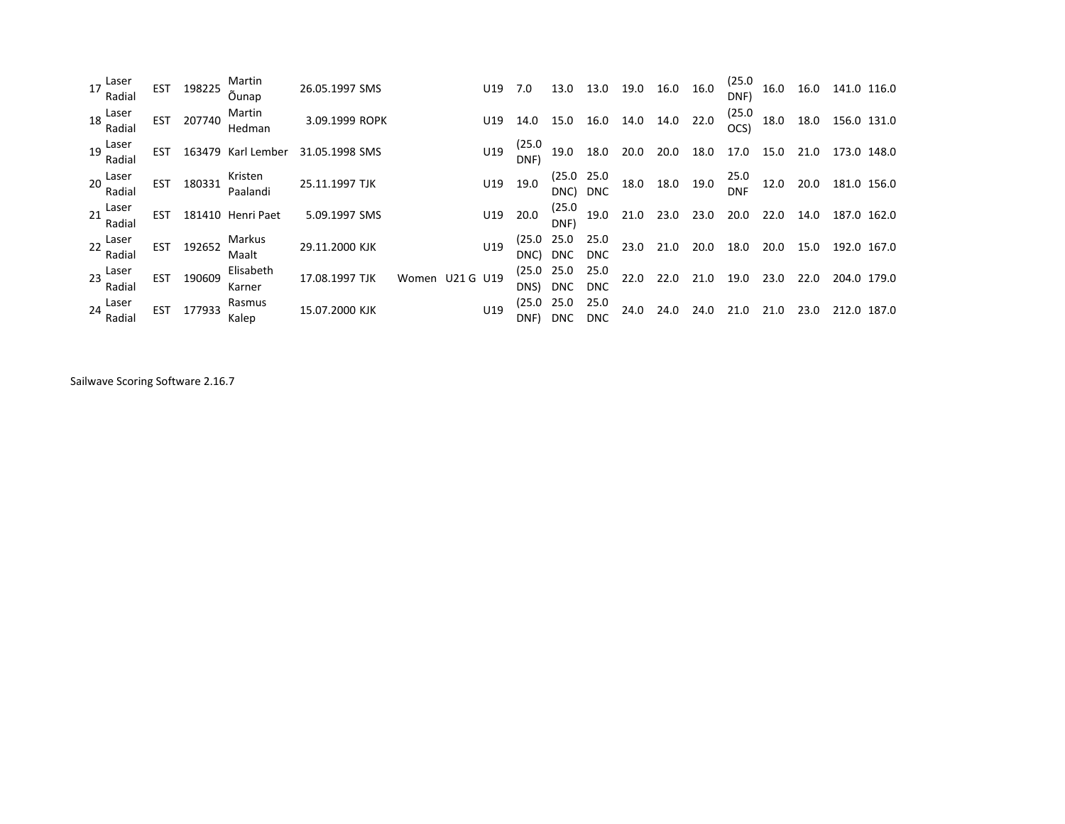| | | | | | | | | | | | | | | | | | | | | | | |
|---|---|---|---|---|---|---|---|---|---|---|---|---|---|---|---|---|---|---|---|---|---|---|
| 17 | Laser Radial | EST | 198225 | Martin Õunap | 26.05.1997 | SMS | | | U19 | 7.0 | 13.0 | 13.0 | 19.0 | 16.0 | 16.0 | (25.0 DNF) | 16.0 | 16.0 | 141.0 | 116.0 |
| 18 | Laser Radial | EST | 207740 | Martin Hedman | 3.09.1999 | ROPK | | | U19 | 14.0 | 15.0 | 16.0 | 14.0 | 14.0 | 22.0 | (25.0 OCS) | 18.0 | 18.0 | 156.0 | 131.0 |
| 19 | Laser Radial | EST | 163479 | Karl Lember | 31.05.1998 | SMS | | | U19 | (25.0 DNF) | 19.0 | 18.0 | 20.0 | 20.0 | 18.0 | 17.0 | 15.0 | 21.0 | 173.0 | 148.0 |
| 20 | Laser Radial | EST | 180331 | Kristen Paalandi | 25.11.1997 | TJK | | | U19 | 19.0 | (25.0 DNC) | 25.0 DNC | 18.0 | 18.0 | 19.0 | 25.0 DNF | 12.0 | 20.0 | 181.0 | 156.0 |
| 21 | Laser Radial | EST | 181410 | Henri Paet | 5.09.1997 | SMS | | | U19 | 20.0 | (25.0 DNF) | 19.0 | 21.0 | 23.0 | 23.0 | 20.0 | 22.0 | 14.0 | 187.0 | 162.0 |
| 22 | Laser Radial | EST | 192652 | Markus Maalt | 29.11.2000 | KJK | | | U19 | (25.0 DNC) | 25.0 DNC | 25.0 DNC | 23.0 | 21.0 | 20.0 | 18.0 | 20.0 | 15.0 | 192.0 | 167.0 |
| 23 | Laser Radial | EST | 190609 | Elisabeth Karner | 17.08.1997 | TJK | Women | U21 G | U19 | (25.0 DNS) | 25.0 DNC | 25.0 DNC | 22.0 | 22.0 | 21.0 | 19.0 | 23.0 | 22.0 | 204.0 | 179.0 |
| 24 | Laser Radial | EST | 177933 | Rasmus Kalep | 15.07.2000 | KJK | | | U19 | (25.0 DNF) | 25.0 DNC | 25.0 DNC | 24.0 | 24.0 | 24.0 | 21.0 | 21.0 | 23.0 | 212.0 | 187.0 |

Sailwave Scoring Software 2.16.7